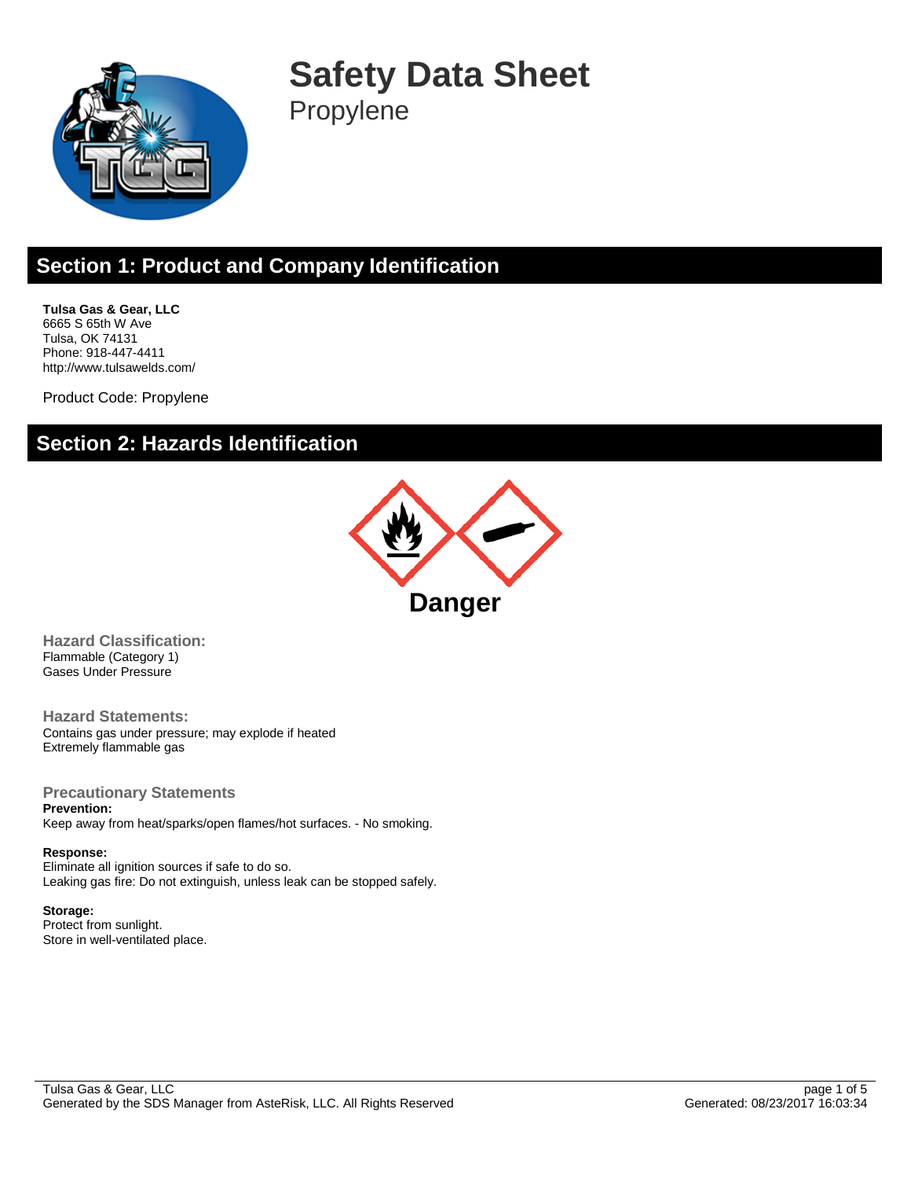# Safety Data Sheet

Propylene

## Section 1: Product and Company Identification

**Tulsa Gas & Gear, LLC**
6665 S 65th W Ave
Tulsa, OK 74131
Phone: 918-447-4411
http://www.tulsawelds.com/

Product Code: Propylene

## Section 2: Hazards Identification

**Danger**

### Hazard Classification:

Flammable (Category 1)
Gases Under Pressure

### Hazard Statements:

Contains gas under pressure; may explode if heated
Extremely flammable gas

### Precautionary Statements

**Prevention:**
Keep away from heat/sparks/open flames/hot surfaces. - No smoking.

**Response:**
Eliminate all ignition sources if safe to do so.
Leaking gas fire: Do not extinguish, unless leak can be stopped safely.

**Storage:**
Protect from sunlight.
Store in well-ventilated place.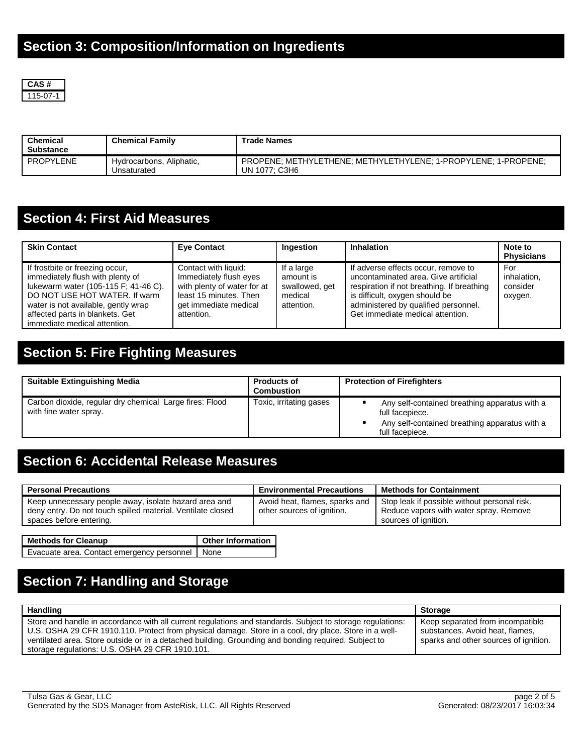## Section 3: Composition/Information on Ingredients

| CAS # |
|---|
| 115-07-1 |

| Chemical Substance | Chemical Family | Trade Names |
|---|---|---|
| PROPYLENE | Hydrocarbons, Aliphatic, Unsaturated | PROPENE; METHYLETHENE; METHYLETHYLENE; 1-PROPYLENE; 1-PROPENE; UN 1077; C3H6 |

## Section 4: First Aid Measures

| Skin Contact | Eye Contact | Ingestion | Inhalation | Note to Physicians |
|---|---|---|---|---|
| If frostbite or freezing occur, immediately flush with plenty of lukewarm water (105-115 F; 41-46 C). DO NOT USE HOT WATER. If warm water is not available, gently wrap affected parts in blankets. Get immediate medical attention. | Contact with liquid: Immediately flush eyes with plenty of water for at least 15 minutes. Then get immediate medical attention. | If a large amount is swallowed, get medical attention. | If adverse effects occur, remove to uncontaminated area. Give artificial respiration if not breathing. If breathing is difficult, oxygen should be administered by qualified personnel. Get immediate medical attention. | For inhalation, consider oxygen. |

## Section 5: Fire Fighting Measures

| Suitable Extinguishing Media | Products of Combustion | Protection of Firefighters |
|---|---|---|
| Carbon dioxide, regular dry chemical Large fires: Flood with fine water spray. | Toxic, irritating gases | ▪ Any self-contained breathing apparatus with a full facepiece.<br>▪ Any self-contained breathing apparatus with a full facepiece. |

## Section 6: Accidental Release Measures

| Personal Precautions | Environmental Precautions | Methods for Containment |
|---|---|---|
| Keep unnecessary people away, isolate hazard area and deny entry. Do not touch spilled material. Ventilate closed spaces before entering. | Avoid heat, flames, sparks and other sources of ignition. | Stop leak if possible without personal risk. Reduce vapors with water spray. Remove sources of ignition. |

| Methods for Cleanup | Other Information |
|---|---|
| Evacuate area. Contact emergency personnel | None |

## Section 7: Handling and Storage

| Handling | Storage |
|---|---|
| Store and handle in accordance with all current regulations and standards. Subject to storage regulations: U.S. OSHA 29 CFR 1910.110. Protect from physical damage. Store in a cool, dry place. Store in a well-ventilated area. Store outside or in a detached building. Grounding and bonding required. Subject to storage regulations: U.S. OSHA 29 CFR 1910.101. | Keep separated from incompatible substances. Avoid heat, flames, sparks and other sources of ignition. |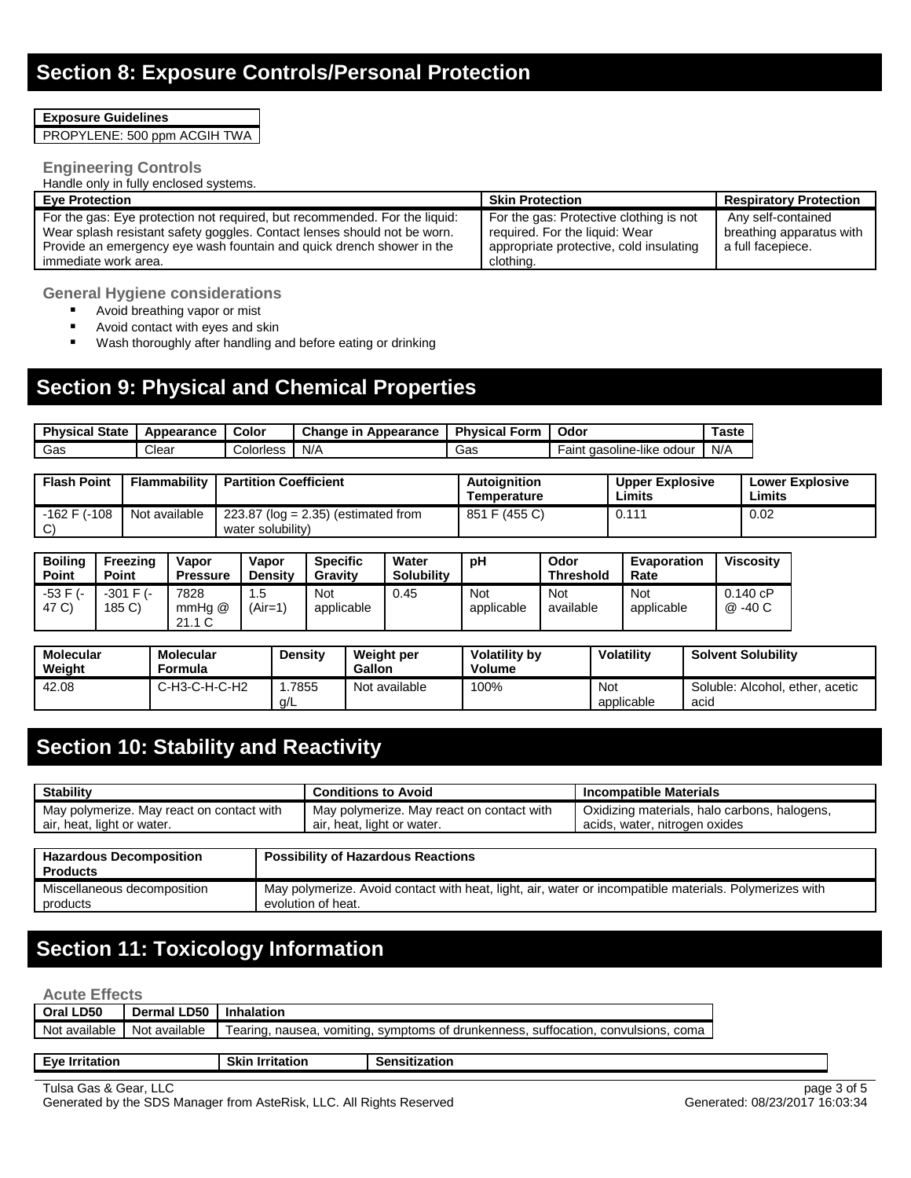## Section 8: Exposure Controls/Personal Protection

| Exposure Guidelines |
|---|
| PROPYLENE: 500 ppm ACGIH TWA |

### Engineering Controls

Handle only in fully enclosed systems.

| Eye Protection | Skin Protection | Respiratory Protection |
|---|---|---|
| For the gas: Eye protection not required, but recommended. For the liquid: Wear splash resistant safety goggles. Contact lenses should not be worn. Provide an emergency eye wash fountain and quick drench shower in the immediate work area. | For the gas: Protective clothing is not required. For the liquid: Wear appropriate protective, cold insulating clothing. | Any self-contained breathing apparatus with a full facepiece. |

### General Hygiene considerations

- Avoid breathing vapor or mist
- Avoid contact with eyes and skin
- Wash thoroughly after handling and before eating or drinking

## Section 9: Physical and Chemical Properties

| Physical State | Appearance | Color | Change in Appearance | Physical Form | Odor | Taste |
|---|---|---|---|---|---|---|
| Gas | Clear | Colorless | N/A | Gas | Faint gasoline-like odour | N/A |

| Flash Point | Flammability | Partition Coefficient | Autoignition Temperature | Upper Explosive Limits | Lower Explosive Limits |
|---|---|---|---|---|---|
| -162 F (-108 C) | Not available | 223.87 (log = 2.35) (estimated from water solubility) | 851 F (455 C) | 0.111 | 0.02 |

| Boiling Point | Freezing Point | Vapor Pressure | Vapor Density | Specific Gravity | Water Solubility | pH | Odor Threshold | Evaporation Rate | Viscosity |
|---|---|---|---|---|---|---|---|---|---|
| -53 F (-47 C) | -301 F (-185 C) | 7828 mmHg @ 21.1 C | 1.5 (Air=1) | Not applicable | 0.45 | Not applicable | Not available | Not applicable | 0.140 cP @ -40 C |

| Molecular Weight | Molecular Formula | Density | Weight per Gallon | Volatility by Volume | Volatility | Solvent Solubility |
|---|---|---|---|---|---|---|
| 42.08 | C-H3-C-H-C-H2 | 1.7855 g/L | Not available | 100% | Not applicable | Soluble: Alcohol, ether, acetic acid |

## Section 10: Stability and Reactivity

| Stability | Conditions to Avoid | Incompatible Materials |
|---|---|---|
| May polymerize. May react on contact with air, heat, light or water. | May polymerize. May react on contact with air, heat, light or water. | Oxidizing materials, halo carbons, halogens, acids, water, nitrogen oxides |

| Hazardous Decomposition Products | Possibility of Hazardous Reactions |
|---|---|
| Miscellaneous decomposition products | May polymerize. Avoid contact with heat, light, air, water or incompatible materials. Polymerizes with evolution of heat. |

## Section 11: Toxicology Information

### Acute Effects

| Oral LD50 | Dermal LD50 | Inhalation |
|---|---|---|
| Not available | Not available | Tearing, nausea, vomiting, symptoms of drunkenness, suffocation, convulsions, coma |

| Eye Irritation | Skin Irritation | Sensitization |
|---|---|---|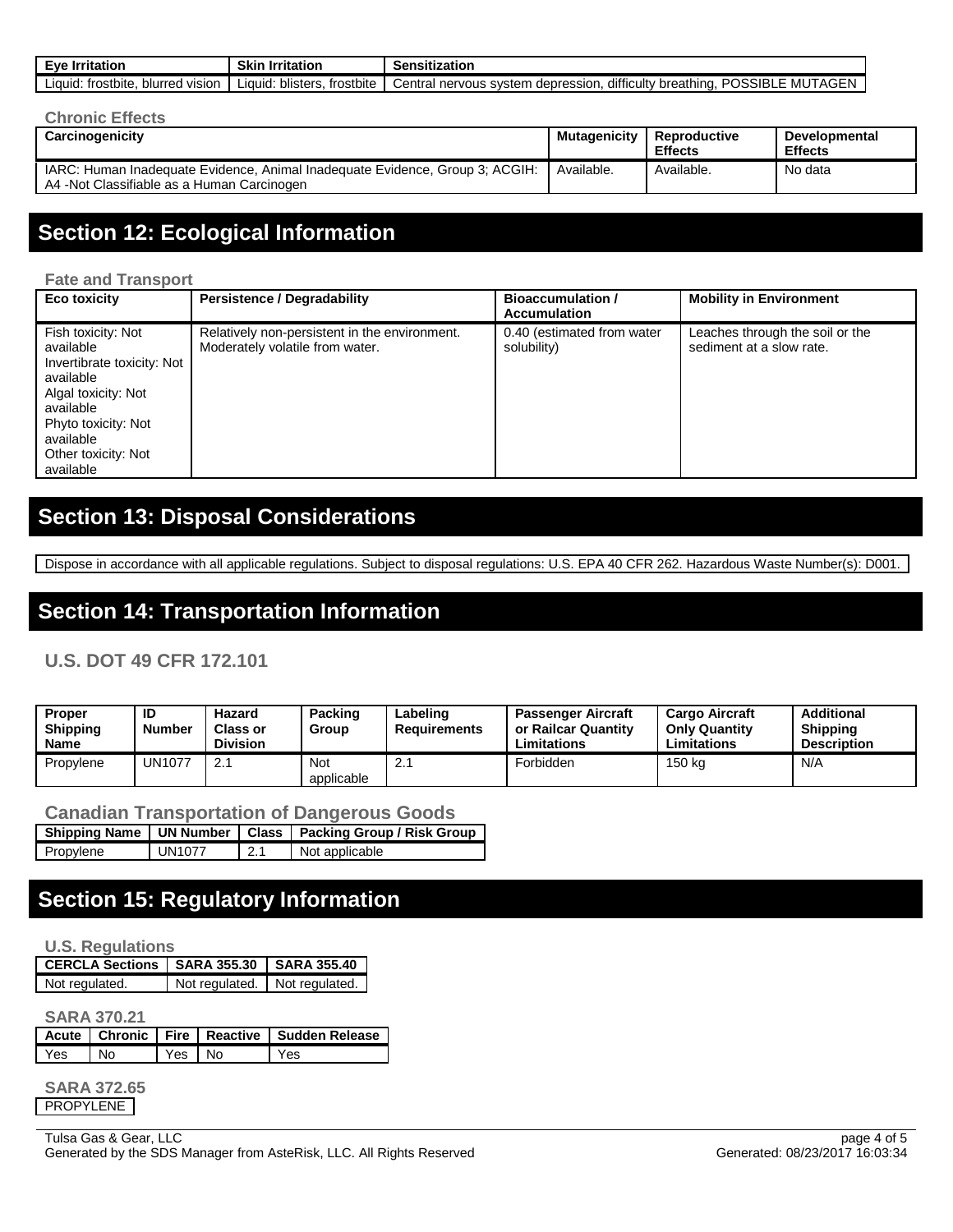| Eye Irritation | Skin Irritation | Sensitization |
| --- | --- | --- |
| Liquid: frostbite, blurred vision | Liquid: blisters, frostbite | Central nervous system depression, difficulty breathing, POSSIBLE MUTAGEN |

### Chronic Effects

| Carcinogenicity | Mutagenicity | Reproductive Effects | Developmental Effects |
| --- | --- | --- | --- |
| IARC: Human Inadequate Evidence, Animal Inadequate Evidence, Group 3; ACGIH: A4 -Not Classifiable as a Human Carcinogen | Available. | Available. | No data |

## Section 12: Ecological Information

### Fate and Transport

| Eco toxicity | Persistence / Degradability | Bioaccumulation / Accumulation | Mobility in Environment |
| --- | --- | --- | --- |
| Fish toxicity: Not available<br>Invertibrate toxicity: Not available<br>Algal toxicity: Not available<br>Phyto toxicity: Not available<br>Other toxicity: Not available | Relatively non-persistent in the environment. Moderately volatile from water. | 0.40 (estimated from water solubility) | Leaches through the soil or the sediment at a slow rate. |

## Section 13: Disposal Considerations

Dispose in accordance with all applicable regulations. Subject to disposal regulations: U.S. EPA 40 CFR 262. Hazardous Waste Number(s): D001.

## Section 14: Transportation Information

### U.S. DOT 49 CFR 172.101

| Proper Shipping Name | ID Number | Hazard Class or Division | Packing Group | Labeling Requirements | Passenger Aircraft or Railcar Quantity Limitations | Cargo Aircraft Only Quantity Limitations | Additional Shipping Description |
| --- | --- | --- | --- | --- | --- | --- | --- |
| Propylene | UN1077 | 2.1 | Not applicable | 2.1 | Forbidden | 150 kg | N/A |

### Canadian Transportation of Dangerous Goods

| Shipping Name | UN Number | Class | Packing Group / Risk Group |
| --- | --- | --- | --- |
| Propylene | UN1077 | 2.1 | Not applicable |

## Section 15: Regulatory Information

### U.S. Regulations

| CERCLA Sections | SARA 355.30 | SARA 355.40 |
| --- | --- | --- |
| Not regulated. | Not regulated. | Not regulated. |

### SARA 370.21

| Acute | Chronic | Fire | Reactive | Sudden Release |
| --- | --- | --- | --- | --- |
| Yes | No | Yes | No | Yes |

### SARA 372.65

PROPYLENE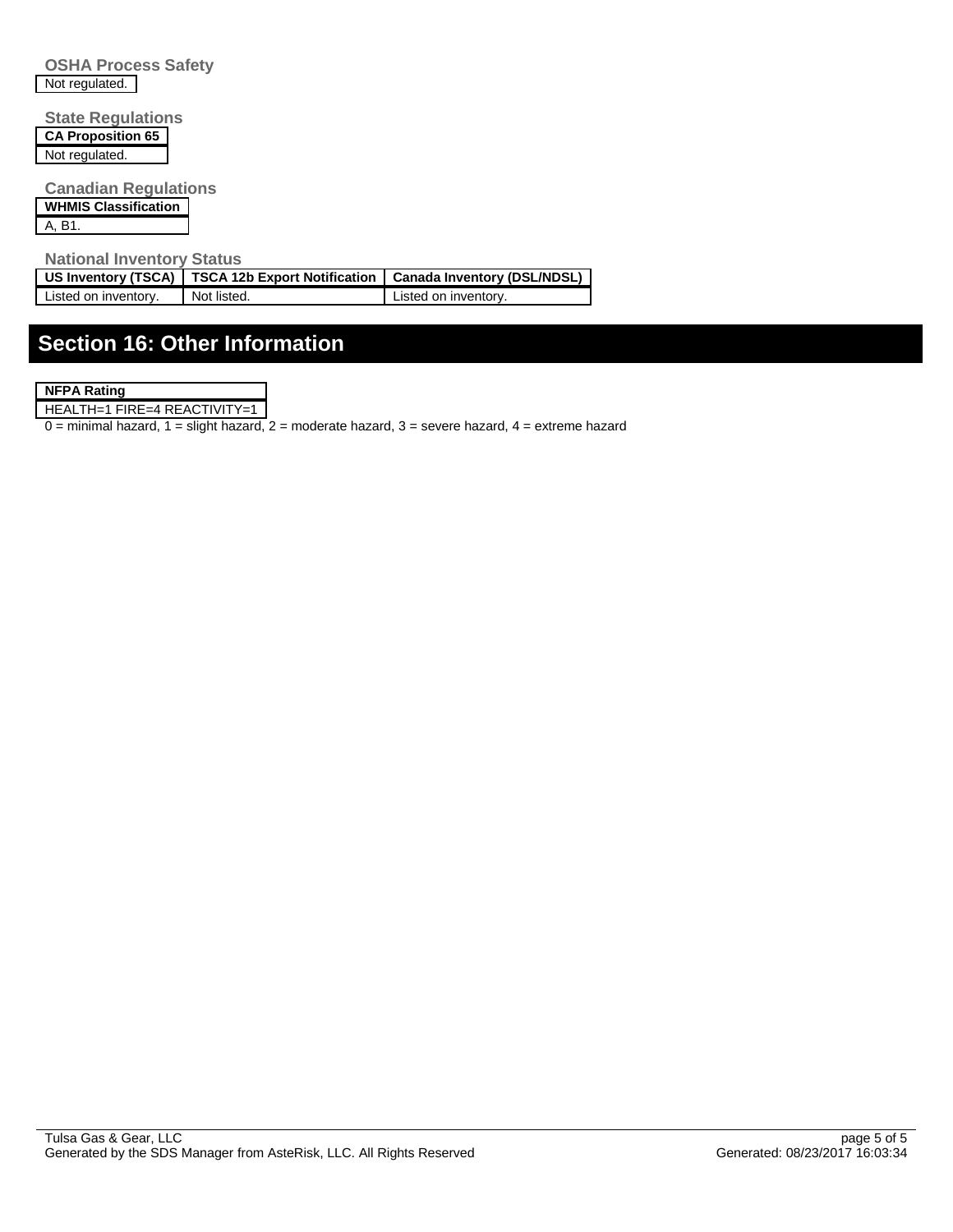### OSHA Process Safety

| |
|---|
| Not regulated. |

### State Regulations

| CA Proposition 65 |
|---|
| Not regulated. |

### Canadian Regulations

| WHMIS Classification |
|---|
| A, B1. |

### National Inventory Status

| US Inventory (TSCA) | TSCA 12b Export Notification | Canada Inventory (DSL/NDSL) |
|---|---|---|
| Listed on inventory. | Not listed. | Listed on inventory. |

## Section 16: Other Information

| NFPA Rating |
|---|
| HEALTH=1 FIRE=4 REACTIVITY=1 |

0 = minimal hazard, 1 = slight hazard, 2 = moderate hazard, 3 = severe hazard, 4 = extreme hazard

Tulsa Gas & Gear, LLC
Generated by the SDS Manager from AsteRisk, LLC. All Rights Reserved
Generated: 08/23/2017 16:03:34